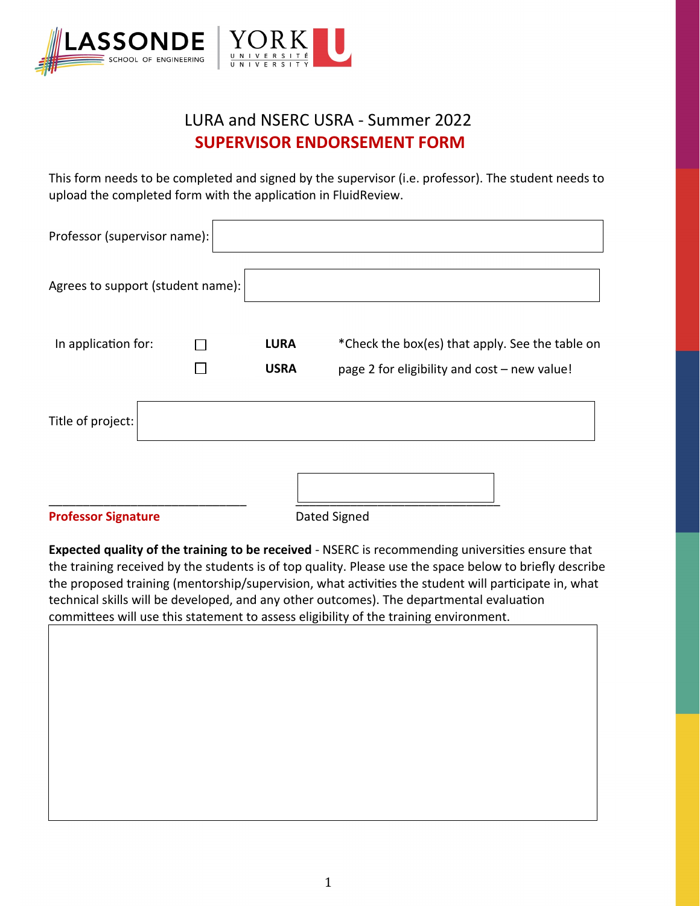# LURA and NSERC USRA - Summer 2022

## SUPERVISOR ENDORSEMENT FORM

This form needs to be completed and signed by the supervisor (i.e. professor). The student needs to upload the completed form with the application in FluidReview.

Professor (supervisor name):

Agrees to support (student name):

In application for:

☐ **LURA**

☐ **USRA**

*Check the box(es) that apply. See the table on page 2 for eligibility and cost – new value!

Title of project:

______________________________ ______________________________

**Professor Signature** Dated Signed

**Expected quality of the training to be received** - NSERC is recommending universities ensure that the training received by the students is of top quality. Please use the space below to briefly describe the proposed training (mentorship/supervision, what activities the student will participate in, what technical skills will be developed, and any other outcomes). The departmental evaluation committees will use this statement to assess eligibility of the training environment.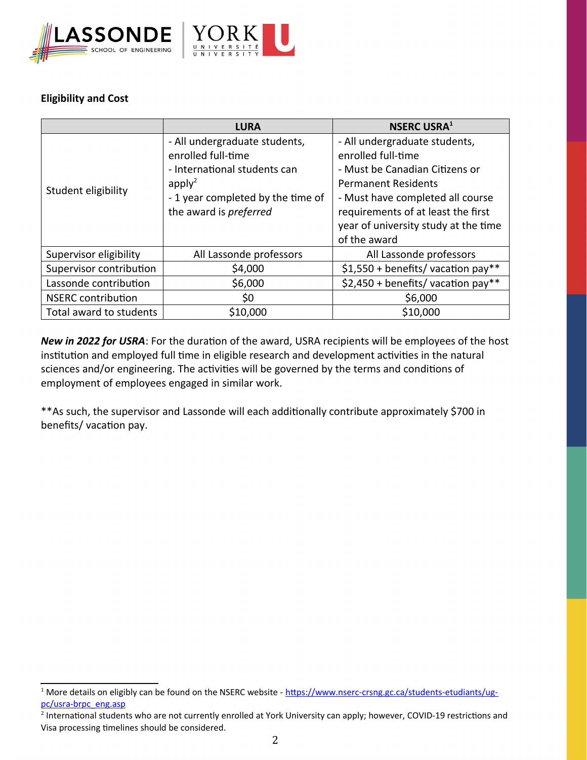**Eligibility and Cost**

| | LURA | NSERC USRA[1] |
|---|---|---|
| Student eligibility | - All undergraduate students, enrolled full-time<br>- International students can apply[2]<br>- 1 year completed by the time of the award is *preferred* | - All undergraduate students, enrolled full-time<br>- Must be Canadian Citizens or Permanent Residents<br>- Must have completed all course requirements of at least the first year of university study at the time of the award |
| Supervisor eligibility | All Lassonde professors | All Lassonde professors |
| Supervisor contribution | $4,000 | $1,550 + benefits/ vacation pay** |
| Lassonde contribution | $6,000 | $2,450 + benefits/ vacation pay** |
| NSERC contribution | $0 | $6,000 |
| Total award to students | $10,000 | $10,000 |

***New in 2022 for USRA***: For the duration of the award, USRA recipients will be employees of the host institution and employed full time in eligible research and development activities in the natural sciences and/or engineering. The activities will be governed by the terms and conditions of employment of employees engaged in similar work.

**As such, the supervisor and Lassonde will each additionally contribute approximately $700 in benefits/ vacation pay.

---

[1] More details on eligibly can be found on the NSERC website - https://www.nserc-crsng.gc.ca/students-etudiants/ug-pc/usra-brpc_eng.asp

[2] International students who are not currently enrolled at York University can apply; however, COVID-19 restrictions and Visa processing timelines should be considered.